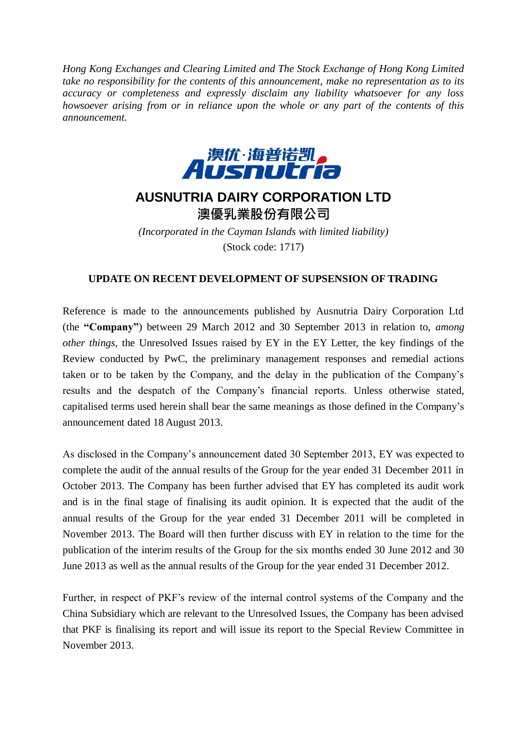*Hong Kong Exchanges and Clearing Limited and The Stock Exchange of Hong Kong Limited take no responsibility for the contents of this announcement, make no representation as to its accuracy or completeness and expressly disclaim any liability whatsoever for any loss howsoever arising from or in reliance upon the whole or any part of the contents of this announcement.*

# AUSNUTRIA DAIRY CORPORATION LTD

# 澳優乳業股份有限公司

*(Incorporated in the Cayman Islands with limited liability)*

(Stock code: 1717)

## UPDATE ON RECENT DEVELOPMENT OF SUPSENSION OF TRADING

Reference is made to the announcements published by Ausnutria Dairy Corporation Ltd (the **"Company"**) between 29 March 2012 and 30 September 2013 in relation to, *among other things,* the Unresolved Issues raised by EY in the EY Letter, the key findings of the Review conducted by PwC, the preliminary management responses and remedial actions taken or to be taken by the Company, and the delay in the publication of the Company's results and the despatch of the Company's financial reports. Unless otherwise stated, capitalised terms used herein shall bear the same meanings as those defined in the Company's announcement dated 18 August 2013.

As disclosed in the Company's announcement dated 30 September 2013, EY was expected to complete the audit of the annual results of the Group for the year ended 31 December 2011 in October 2013. The Company has been further advised that EY has completed its audit work and is in the final stage of finalising its audit opinion. It is expected that the audit of the annual results of the Group for the year ended 31 December 2011 will be completed in November 2013. The Board will then further discuss with EY in relation to the time for the publication of the interim results of the Group for the six months ended 30 June 2012 and 30 June 2013 as well as the annual results of the Group for the year ended 31 December 2012.

Further, in respect of PKF's review of the internal control systems of the Company and the China Subsidiary which are relevant to the Unresolved Issues, the Company has been advised that PKF is finalising its report and will issue its report to the Special Review Committee in November 2013.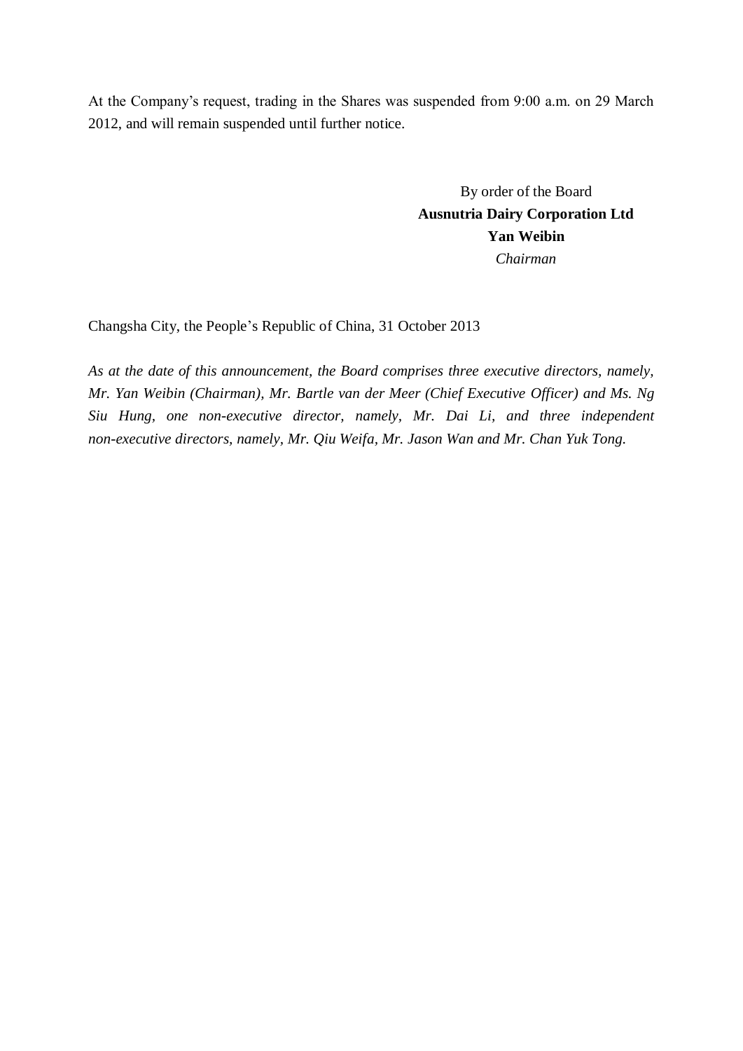At the Company's request, trading in the Shares was suspended from 9:00 a.m. on 29 March 2012, and will remain suspended until further notice.

By order of the Board
**Ausnutria Dairy Corporation Ltd**
**Yan Weibin**
*Chairman*

Changsha City, the People's Republic of China, 31 October 2013

*As at the date of this announcement, the Board comprises three executive directors, namely, Mr. Yan Weibin (Chairman), Mr. Bartle van der Meer (Chief Executive Officer) and Ms. Ng Siu Hung, one non-executive director, namely, Mr. Dai Li, and three independent non-executive directors, namely, Mr. Qiu Weifa, Mr. Jason Wan and Mr. Chan Yuk Tong.*